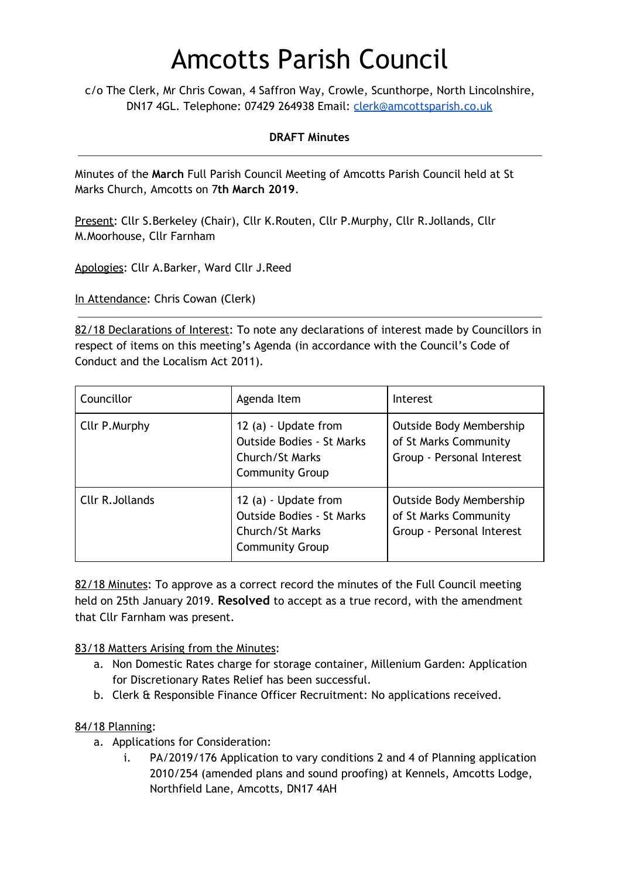# Amcotts Parish Council

c/o The Clerk, Mr Chris Cowan, 4 Saffron Way, Crowle, Scunthorpe, North Lincolnshire, DN17 4GL. Telephone: 07429 264938 Email: clerk@amcottsparish.co.uk

**DRAFT Minutes**

---

Minutes of the **March** Full Parish Council Meeting of Amcotts Parish Council held at St Marks Church, Amcotts on 7**th March 2019**.

Present: Cllr S.Berkeley (Chair), Cllr K.Routen, Cllr P.Murphy, Cllr R.Jollands, Cllr M.Moorhouse, Cllr Farnham

Apologies: Cllr A.Barker, Ward Cllr J.Reed

In Attendance: Chris Cowan (Clerk)

---

82/18 Declarations of Interest: To note any declarations of interest made by Councillors in respect of items on this meeting's Agenda (in accordance with the Council's Code of Conduct and the Localism Act 2011).

| Councillor | Agenda Item | Interest |
|---|---|---|
| Cllr P.Murphy | 12 (a) - Update from Outside Bodies - St Marks Church/St Marks Community Group | Outside Body Membership of St Marks Community Group - Personal Interest |
| Cllr R.Jollands | 12 (a) - Update from Outside Bodies - St Marks Church/St Marks Community Group | Outside Body Membership of St Marks Community Group - Personal Interest |

82/18 Minutes: To approve as a correct record the minutes of the Full Council meeting held on 25th January 2019. **Resolved** to accept as a true record, with the amendment that Cllr Farnham was present.

83/18 Matters Arising from the Minutes:

a. Non Domestic Rates charge for storage container, Millenium Garden: Application for Discretionary Rates Relief has been successful.
b. Clerk & Responsible Finance Officer Recruitment: No applications received.

84/18 Planning:

a. Applications for Consideration:
    i. PA/2019/176 Application to vary conditions 2 and 4 of Planning application 2010/254 (amended plans and sound proofing) at Kennels, Amcotts Lodge, Northfield Lane, Amcotts, DN17 4AH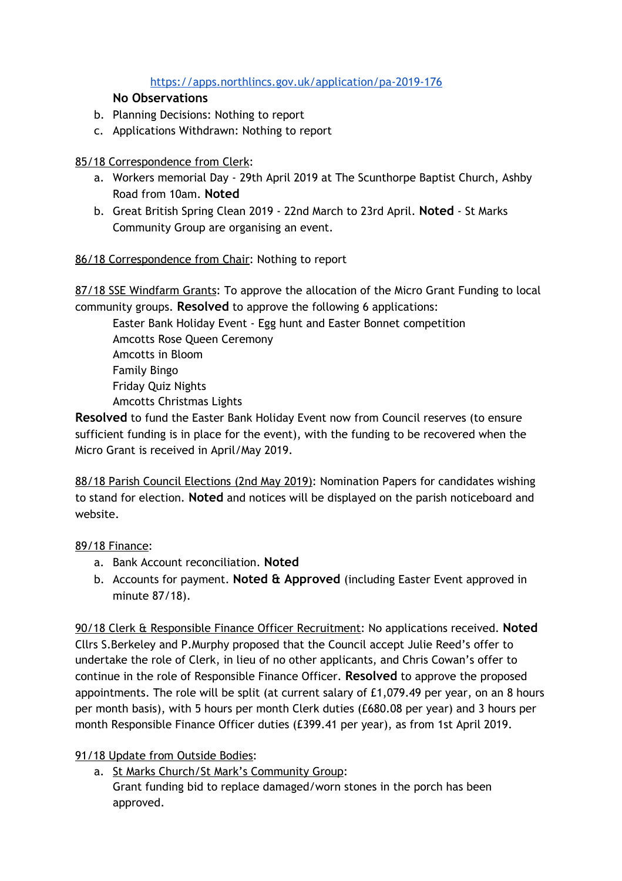https://apps.northlincs.gov.uk/application/pa-2019-176

**No Observations**

b. Planning Decisions: Nothing to report
c. Applications Withdrawn: Nothing to report

85/18 Correspondence from Clerk:

a. Workers memorial Day - 29th April 2019 at The Scunthorpe Baptist Church, Ashby Road from 10am. **Noted**
b. Great British Spring Clean 2019 - 22nd March to 23rd April. **Noted** - St Marks Community Group are organising an event.

86/18 Correspondence from Chair: Nothing to report

87/18 SSE Windfarm Grants: To approve the allocation of the Micro Grant Funding to local community groups. **Resolved** to approve the following 6 applications:

Easter Bank Holiday Event - Egg hunt and Easter Bonnet competition
Amcotts Rose Queen Ceremony
Amcotts in Bloom
Family Bingo
Friday Quiz Nights
Amcotts Christmas Lights

**Resolved** to fund the Easter Bank Holiday Event now from Council reserves (to ensure sufficient funding is in place for the event), with the funding to be recovered when the Micro Grant is received in April/May 2019.

88/18 Parish Council Elections (2nd May 2019): Nomination Papers for candidates wishing to stand for election. **Noted** and notices will be displayed on the parish noticeboard and website.

89/18 Finance:

a. Bank Account reconciliation. **Noted**
b. Accounts for payment. **Noted & Approved** (including Easter Event approved in minute 87/18).

90/18 Clerk & Responsible Finance Officer Recruitment: No applications received. **Noted** Cllrs S.Berkeley and P.Murphy proposed that the Council accept Julie Reed's offer to undertake the role of Clerk, in lieu of no other applicants, and Chris Cowan's offer to continue in the role of Responsible Finance Officer. **Resolved** to approve the proposed appointments. The role will be split (at current salary of £1,079.49 per year, on an 8 hours per month basis), with 5 hours per month Clerk duties (£680.08 per year) and 3 hours per month Responsible Finance Officer duties (£399.41 per year), as from 1st April 2019.

91/18 Update from Outside Bodies:

a. St Marks Church/St Mark's Community Group:
Grant funding bid to replace damaged/worn stones in the porch has been approved.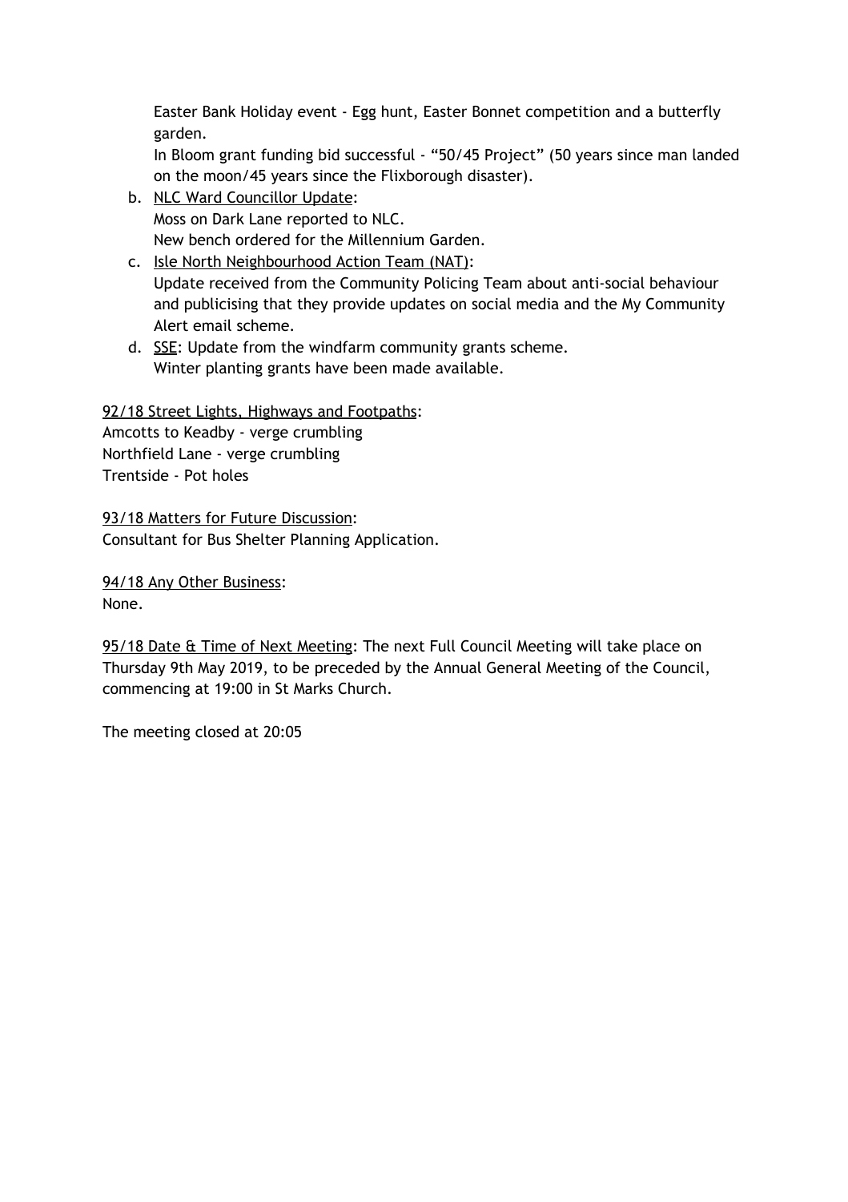Easter Bank Holiday event - Egg hunt, Easter Bonnet competition and a butterfly garden.
In Bloom grant funding bid successful - “50/45 Project” (50 years since man landed on the moon/45 years since the Flixborough disaster).

b. <u>NLC Ward Councillor Update</u>:
   Moss on Dark Lane reported to NLC.
   New bench ordered for the Millennium Garden.
c. <u>Isle North Neighbourhood Action Team (NAT)</u>:
   Update received from the Community Policing Team about anti-social behaviour and publicising that they provide updates on social media and the My Community Alert email scheme.
d. <u>SSE</u>: Update from the windfarm community grants scheme.
   Winter planting grants have been made available.

<u>92/18 Street Lights, Highways and Footpaths</u>:
Amcotts to Keadby - verge crumbling
Northfield Lane - verge crumbling
Trentside - Pot holes

<u>93/18 Matters for Future Discussion</u>:
Consultant for Bus Shelter Planning Application.

<u>94/18 Any Other Business</u>:
None.

<u>95/18 Date & Time of Next Meeting</u>: The next Full Council Meeting will take place on Thursday 9th May 2019, to be preceded by the Annual General Meeting of the Council, commencing at 19:00 in St Marks Church.

The meeting closed at 20:05